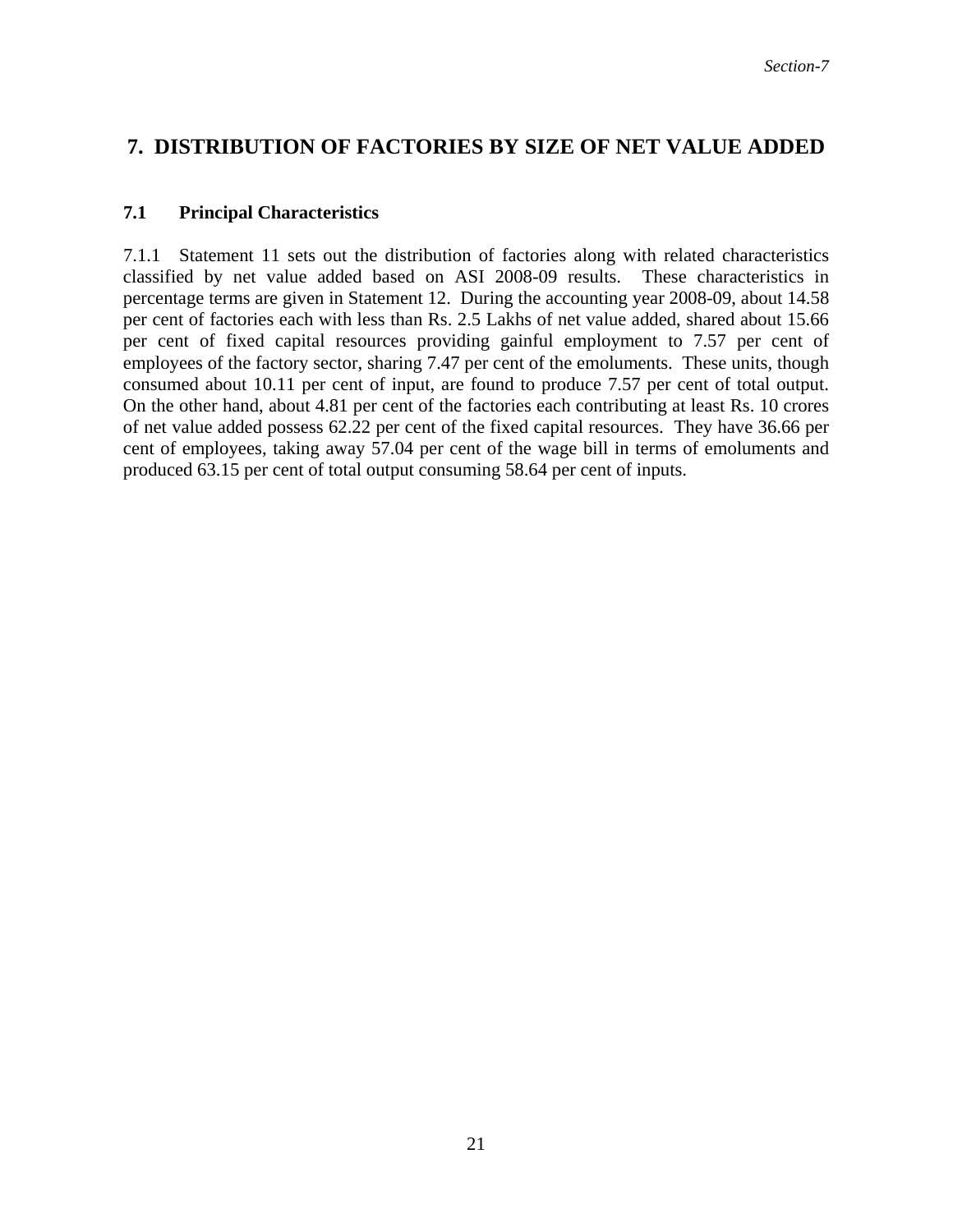# 7. DISTRIBUTION OF FACTORIES BY SIZE OF NET VALUE ADDED

## 7.1 Principal Characteristics

7.1.1 Statement 11 sets out the distribution of factories along with related characteristics classified by net value added based on ASI 2008-09 results. These characteristics in percentage terms are given in Statement 12. During the accounting year 2008-09, about 14.58 per cent of factories each with less than Rs. 2.5 Lakhs of net value added, shared about 15.66 per cent of fixed capital resources providing gainful employment to 7.57 per cent of employees of the factory sector, sharing 7.47 per cent of the emoluments. These units, though consumed about 10.11 per cent of input, are found to produce 7.57 per cent of total output. On the other hand, about 4.81 per cent of the factories each contributing at least Rs. 10 crores of net value added possess 62.22 per cent of the fixed capital resources. They have 36.66 per cent of employees, taking away 57.04 per cent of the wage bill in terms of emoluments and produced 63.15 per cent of total output consuming 58.64 per cent of inputs.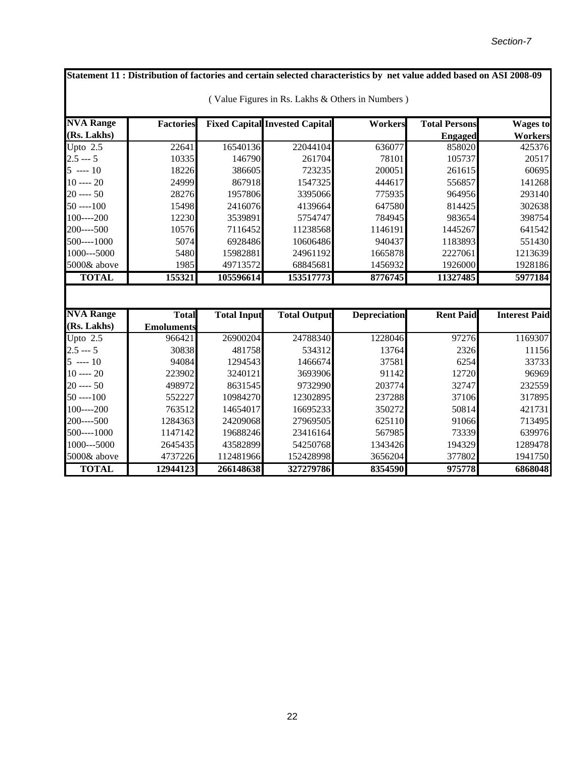**Statement 11 : Distribution of factories and certain selected characteristics by net value added based on ASI 2008-09**

( Value Figures in Rs. Lakhs & Others in Numbers )

| NVA Range (Rs. Lakhs) | Factories | Fixed Capital | Invested Capital | Workers | Total Persons Engaged | Wages to Workers |
|---|---|---|---|---|---|---|
| Upto 2.5 | 22641 | 16540136 | 22044104 | 636077 | 858020 | 425376 |
| 2.5 --- 5 | 10335 | 146790 | 261704 | 78101 | 105737 | 20517 |
| 5 ---- 10 | 18226 | 386605 | 723235 | 200051 | 261615 | 60695 |
| 10 ---- 20 | 24999 | 867918 | 1547325 | 444617 | 556857 | 141268 |
| 20 ---- 50 | 28276 | 1957806 | 3395066 | 775935 | 964956 | 293140 |
| 50 ----100 | 15498 | 2416076 | 4139664 | 647580 | 814425 | 302638 |
| 100----200 | 12230 | 3539891 | 5754747 | 784945 | 983654 | 398754 |
| 200----500 | 10576 | 7116452 | 11238568 | 1146191 | 1445267 | 641542 |
| 500----1000 | 5074 | 6928486 | 10606486 | 940437 | 1183893 | 551430 |
| 1000---5000 | 5480 | 15982881 | 24961192 | 1665878 | 2227061 | 1213639 |
| 5000& above | 1985 | 49713572 | 68845681 | 1456932 | 1926000 | 1928186 |
| **TOTAL** | **155321** | **105596614** | **153517773** | **8776745** | **11327485** | **5977184** |

| NVA Range (Rs. Lakhs) | Total Emoluments | Total Input | Total Output | Depreciation | Rent Paid | Interest Paid |
|---|---|---|---|---|---|---|
| Upto 2.5 | 966421 | 26900204 | 24788340 | 1228046 | 97276 | 1169307 |
| 2.5 --- 5 | 30838 | 481758 | 534312 | 13764 | 2326 | 11156 |
| 5 ---- 10 | 94084 | 1294543 | 1466674 | 37581 | 6254 | 33733 |
| 10 ---- 20 | 223902 | 3240121 | 3693906 | 91142 | 12720 | 96969 |
| 20 ---- 50 | 498972 | 8631545 | 9732990 | 203774 | 32747 | 232559 |
| 50 ----100 | 552227 | 10984270 | 12302895 | 237288 | 37106 | 317895 |
| 100----200 | 763512 | 14654017 | 16695233 | 350272 | 50814 | 421731 |
| 200----500 | 1284363 | 24209068 | 27969505 | 625110 | 91066 | 713495 |
| 500----1000 | 1147142 | 19688246 | 23416164 | 567985 | 73339 | 639976 |
| 1000---5000 | 2645435 | 43582899 | 54250768 | 1343426 | 194329 | 1289478 |
| 5000& above | 4737226 | 112481966 | 152428998 | 3656204 | 377802 | 1941750 |
| **TOTAL** | **12944123** | **266148638** | **327279786** | **8354590** | **975778** | **6868048** |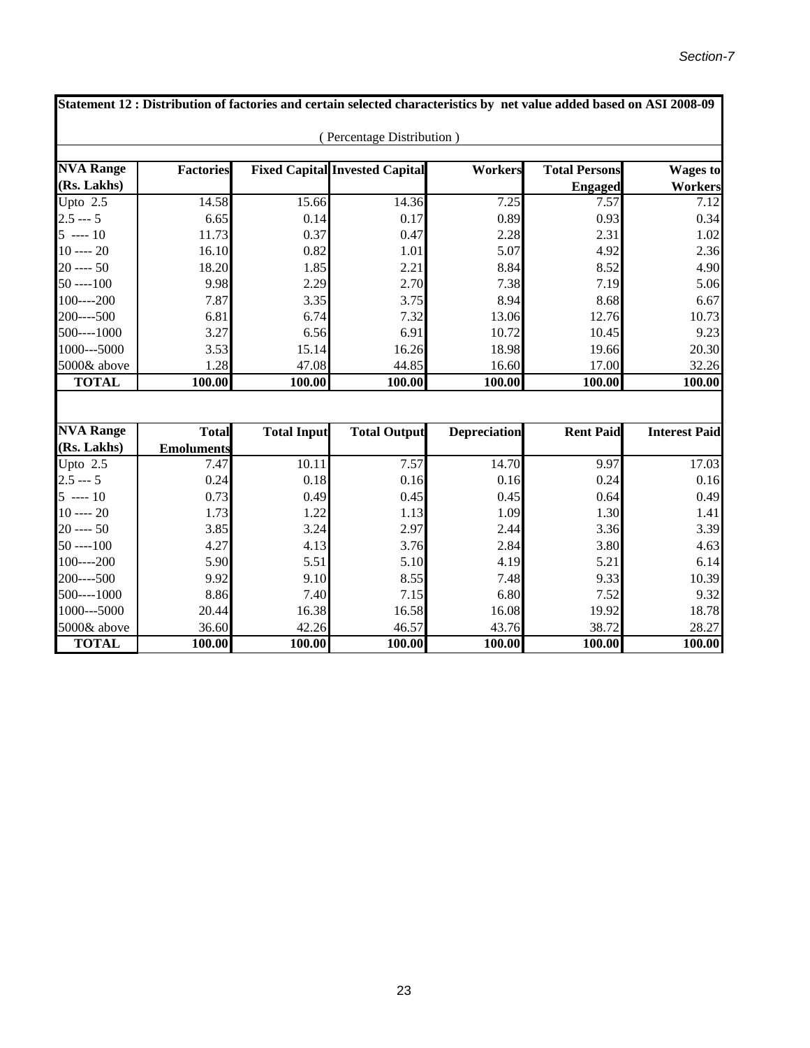**Statement 12 : Distribution of factories and certain selected characteristics by net value added based on ASI 2008-09**

( Percentage Distribution )

| NVA Range (Rs. Lakhs) | Factories | Fixed Capital | Invested Capital | Workers | Total Persons Engaged | Wages to Workers |
|---|---|---|---|---|---|---|
| Upto 2.5 | 14.58 | 15.66 | 14.36 | 7.25 | 7.57 | 7.12 |
| 2.5 --- 5 | 6.65 | 0.14 | 0.17 | 0.89 | 0.93 | 0.34 |
| 5 ---- 10 | 11.73 | 0.37 | 0.47 | 2.28 | 2.31 | 1.02 |
| 10 ---- 20 | 16.10 | 0.82 | 1.01 | 5.07 | 4.92 | 2.36 |
| 20 ---- 50 | 18.20 | 1.85 | 2.21 | 8.84 | 8.52 | 4.90 |
| 50 ----100 | 9.98 | 2.29 | 2.70 | 7.38 | 7.19 | 5.06 |
| 100----200 | 7.87 | 3.35 | 3.75 | 8.94 | 8.68 | 6.67 |
| 200----500 | 6.81 | 6.74 | 7.32 | 13.06 | 12.76 | 10.73 |
| 500----1000 | 3.27 | 6.56 | 6.91 | 10.72 | 10.45 | 9.23 |
| 1000---5000 | 3.53 | 15.14 | 16.26 | 18.98 | 19.66 | 20.30 |
| 5000& above | 1.28 | 47.08 | 44.85 | 16.60 | 17.00 | 32.26 |
| **TOTAL** | **100.00** | **100.00** | **100.00** | **100.00** | **100.00** | **100.00** |

| NVA Range (Rs. Lakhs) | Total Emoluments | Total Input | Total Output | Depreciation | Rent Paid | Interest Paid |
|---|---|---|---|---|---|---|
| Upto 2.5 | 7.47 | 10.11 | 7.57 | 14.70 | 9.97 | 17.03 |
| 2.5 --- 5 | 0.24 | 0.18 | 0.16 | 0.16 | 0.24 | 0.16 |
| 5 ---- 10 | 0.73 | 0.49 | 0.45 | 0.45 | 0.64 | 0.49 |
| 10 ---- 20 | 1.73 | 1.22 | 1.13 | 1.09 | 1.30 | 1.41 |
| 20 ---- 50 | 3.85 | 3.24 | 2.97 | 2.44 | 3.36 | 3.39 |
| 50 ----100 | 4.27 | 4.13 | 3.76 | 2.84 | 3.80 | 4.63 |
| 100----200 | 5.90 | 5.51 | 5.10 | 4.19 | 5.21 | 6.14 |
| 200----500 | 9.92 | 9.10 | 8.55 | 7.48 | 9.33 | 10.39 |
| 500----1000 | 8.86 | 7.40 | 7.15 | 6.80 | 7.52 | 9.32 |
| 1000---5000 | 20.44 | 16.38 | 16.58 | 16.08 | 19.92 | 18.78 |
| 5000& above | 36.60 | 42.26 | 46.57 | 43.76 | 38.72 | 28.27 |
| **TOTAL** | **100.00** | **100.00** | **100.00** | **100.00** | **100.00** | **100.00** |